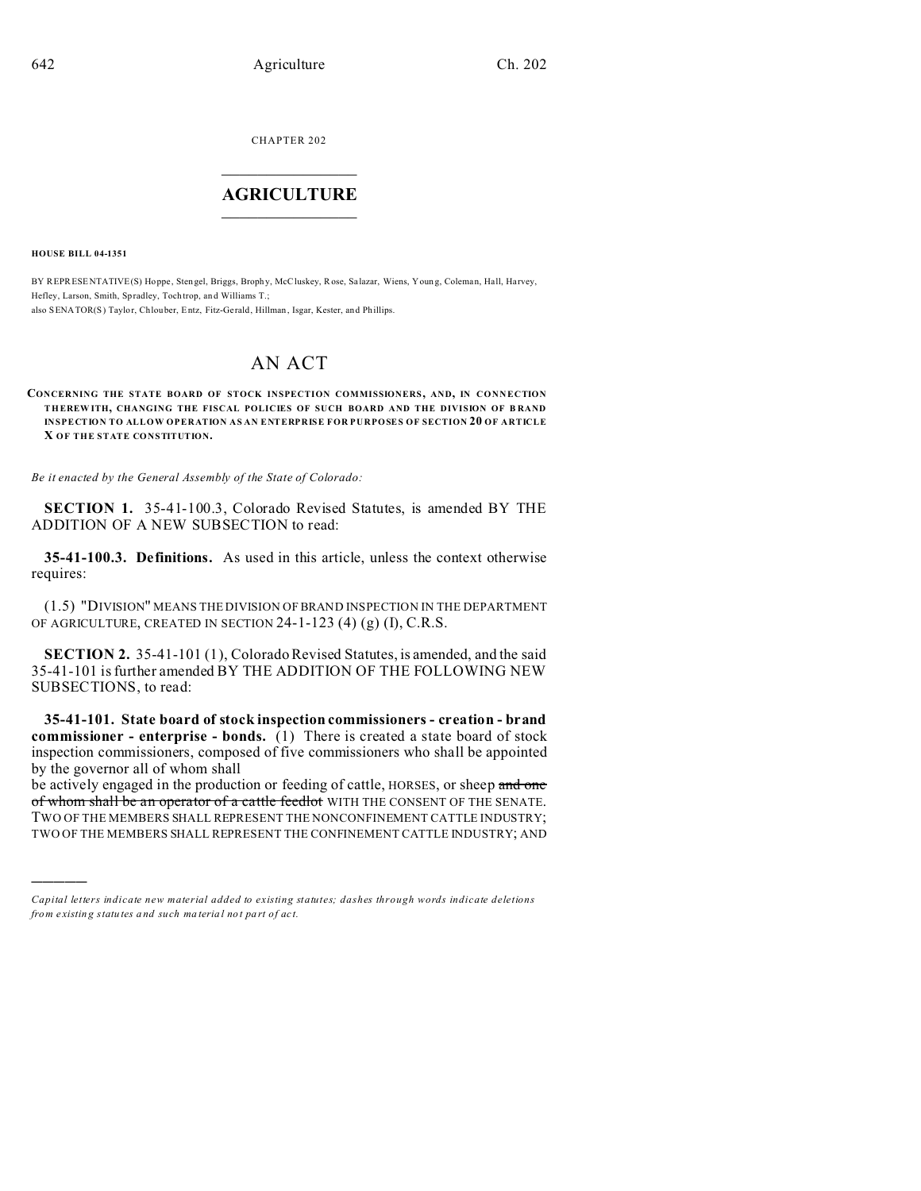CHAPTER 202

# AGRICULTURE

**HOUSE BILL 04-1351**

BY REPRESENTATIVE(S) Hoppe, Stengel, Briggs, Brophy, McCluskey, Rose, Salazar, Wiens, Young, Coleman, Hall, Harvey, Hefley, Larson, Smith, Spradley, Tochtrop, and Williams T.;
also SENATOR(S) Taylor, Chlouber, Entz, Fitz-Gerald, Hillman, Isgar, Kester, and Phillips.

# AN ACT

**CONCERNING THE STATE BOARD OF STOCK INSPECTION COMMISSIONERS, AND, IN CONNECTION THEREWITH, CHANGING THE FISCAL POLICIES OF SUCH BOARD AND THE DIVISION OF BRAND INSPECTION TO ALLOW OPERATION AS AN ENTERPRISE FOR PURPOSES OF SECTION 20 OF ARTICLE X OF THE STATE CONSTITUTION.**

*Be it enacted by the General Assembly of the State of Colorado:*

**SECTION 1.** 35-41-100.3, Colorado Revised Statutes, is amended BY THE ADDITION OF A NEW SUBSECTION to read:

**35-41-100.3. Definitions.** As used in this article, unless the context otherwise requires:

(1.5) "DIVISION" MEANS THE DIVISION OF BRAND INSPECTION IN THE DEPARTMENT OF AGRICULTURE, CREATED IN SECTION 24-1-123 (4) (g) (I), C.R.S.

**SECTION 2.** 35-41-101 (1), Colorado Revised Statutes, is amended, and the said 35-41-101 is further amended BY THE ADDITION OF THE FOLLOWING NEW SUBSECTIONS, to read:

**35-41-101. State board of stock inspection commissioners - creation - brand commissioner - enterprise - bonds.** (1) There is created a state board of stock inspection commissioners, composed of five commissioners who shall be appointed by the governor all of whom shall be actively engaged in the production or feeding of cattle, HORSES, or sheep ~~and one of whom shall be an operator of a cattle feedlot~~ WITH THE CONSENT OF THE SENATE. TWO OF THE MEMBERS SHALL REPRESENT THE NONCONFINEMENT CATTLE INDUSTRY; TWO OF THE MEMBERS SHALL REPRESENT THE CONFINEMENT CATTLE INDUSTRY; AND

*Capital letters indicate new material added to existing statutes; dashes through words indicate deletions from existing statutes and such material not part of act.*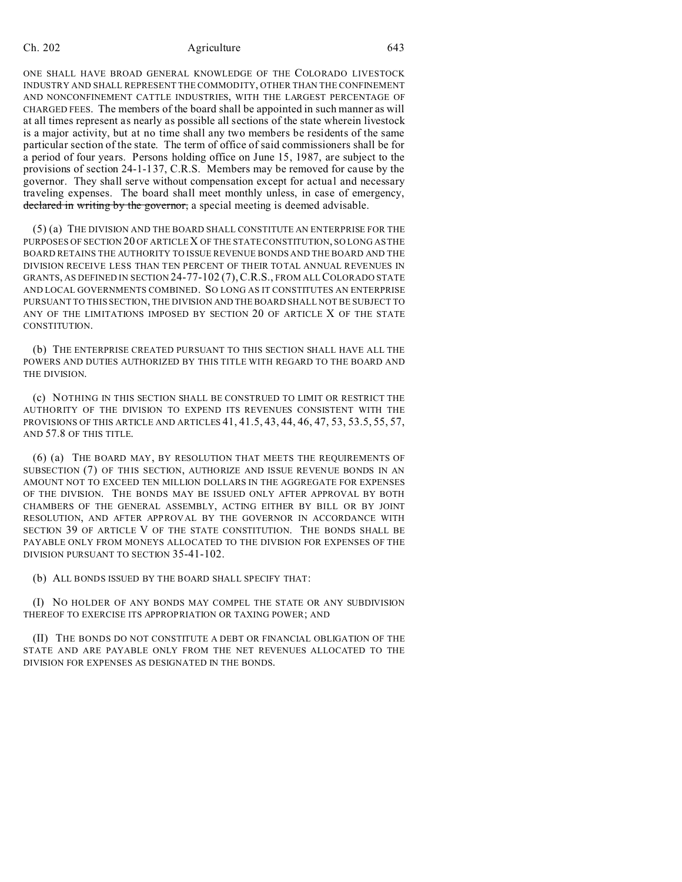ONE SHALL HAVE BROAD GENERAL KNOWLEDGE OF THE COLORADO LIVESTOCK INDUSTRY AND SHALL REPRESENT THE COMMODITY, OTHER THAN THE CONFINEMENT AND NONCONFINEMENT CATTLE INDUSTRIES, WITH THE LARGEST PERCENTAGE OF CHARGED FEES. The members of the board shall be appointed in such manner as will at all times represent as nearly as possible all sections of the state wherein livestock is a major activity, but at no time shall any two members be residents of the same particular section of the state. The term of office of said commissioners shall be for a period of four years. Persons holding office on June 15, 1987, are subject to the provisions of section 24-1-137, C.R.S. Members may be removed for cause by the governor. They shall serve without compensation except for actual and necessary traveling expenses. The board shall meet monthly unless, in case of emergency, ~~declared in writing by the governor,~~ a special meeting is deemed advisable.

(5) (a) THE DIVISION AND THE BOARD SHALL CONSTITUTE AN ENTERPRISE FOR THE PURPOSES OF SECTION 20 OF ARTICLE X OF THE STATE CONSTITUTION, SO LONG AS THE BOARD RETAINS THE AUTHORITY TO ISSUE REVENUE BONDS AND THE BOARD AND THE DIVISION RECEIVE LESS THAN TEN PERCENT OF THEIR TOTAL ANNUAL REVENUES IN GRANTS, AS DEFINED IN SECTION 24-77-102 (7), C.R.S., FROM ALL COLORADO STATE AND LOCAL GOVERNMENTS COMBINED. SO LONG AS IT CONSTITUTES AN ENTERPRISE PURSUANT TO THIS SECTION, THE DIVISION AND THE BOARD SHALL NOT BE SUBJECT TO ANY OF THE LIMITATIONS IMPOSED BY SECTION 20 OF ARTICLE X OF THE STATE CONSTITUTION.

(b) THE ENTERPRISE CREATED PURSUANT TO THIS SECTION SHALL HAVE ALL THE POWERS AND DUTIES AUTHORIZED BY THIS TITLE WITH REGARD TO THE BOARD AND THE DIVISION.

(c) NOTHING IN THIS SECTION SHALL BE CONSTRUED TO LIMIT OR RESTRICT THE AUTHORITY OF THE DIVISION TO EXPEND ITS REVENUES CONSISTENT WITH THE PROVISIONS OF THIS ARTICLE AND ARTICLES 41, 41.5, 43, 44, 46, 47, 53, 53.5, 55, 57, AND 57.8 OF THIS TITLE.

(6) (a) THE BOARD MAY, BY RESOLUTION THAT MEETS THE REQUIREMENTS OF SUBSECTION (7) OF THIS SECTION, AUTHORIZE AND ISSUE REVENUE BONDS IN AN AMOUNT NOT TO EXCEED TEN MILLION DOLLARS IN THE AGGREGATE FOR EXPENSES OF THE DIVISION. THE BONDS MAY BE ISSUED ONLY AFTER APPROVAL BY BOTH CHAMBERS OF THE GENERAL ASSEMBLY, ACTING EITHER BY BILL OR BY JOINT RESOLUTION, AND AFTER APPROVAL BY THE GOVERNOR IN ACCORDANCE WITH SECTION 39 OF ARTICLE V OF THE STATE CONSTITUTION. THE BONDS SHALL BE PAYABLE ONLY FROM MONEYS ALLOCATED TO THE DIVISION FOR EXPENSES OF THE DIVISION PURSUANT TO SECTION 35-41-102.

(b) ALL BONDS ISSUED BY THE BOARD SHALL SPECIFY THAT:

(I) NO HOLDER OF ANY BONDS MAY COMPEL THE STATE OR ANY SUBDIVISION THEREOF TO EXERCISE ITS APPROPRIATION OR TAXING POWER; AND

(II) THE BONDS DO NOT CONSTITUTE A DEBT OR FINANCIAL OBLIGATION OF THE STATE AND ARE PAYABLE ONLY FROM THE NET REVENUES ALLOCATED TO THE DIVISION FOR EXPENSES AS DESIGNATED IN THE BONDS.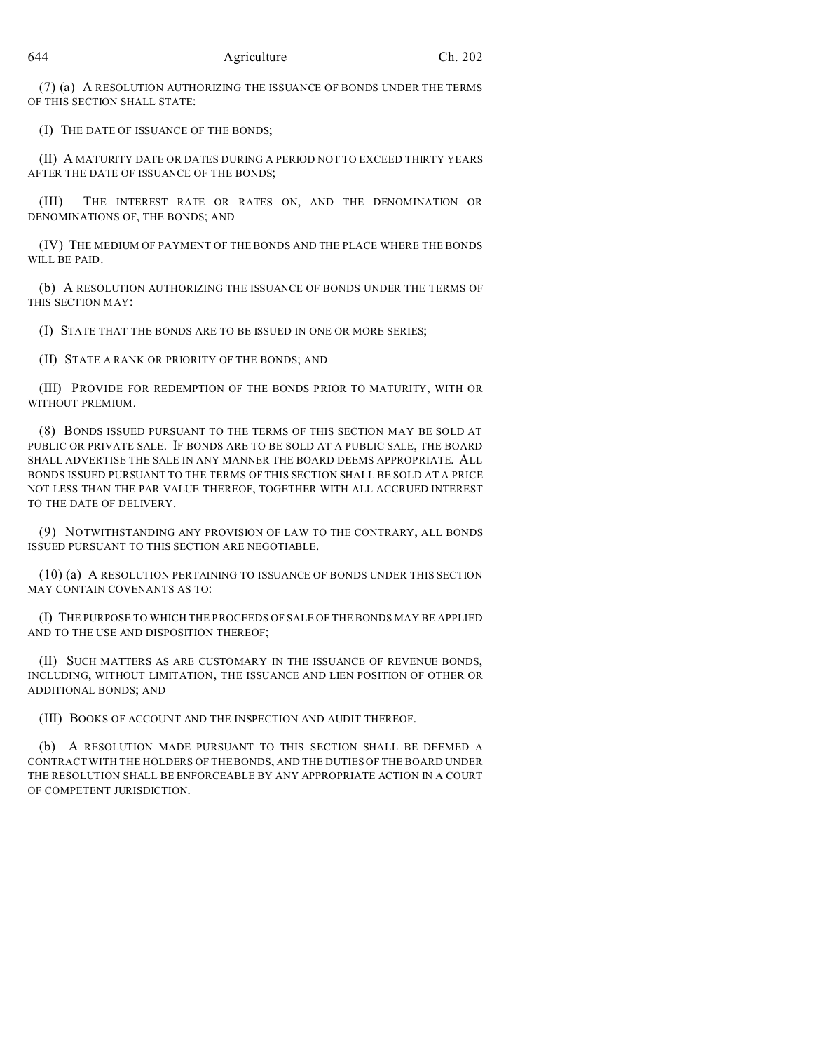(7) (a) A RESOLUTION AUTHORIZING THE ISSUANCE OF BONDS UNDER THE TERMS OF THIS SECTION SHALL STATE:

(I) THE DATE OF ISSUANCE OF THE BONDS;

(II) A MATURITY DATE OR DATES DURING A PERIOD NOT TO EXCEED THIRTY YEARS AFTER THE DATE OF ISSUANCE OF THE BONDS;

(III) THE INTEREST RATE OR RATES ON, AND THE DENOMINATION OR DENOMINATIONS OF, THE BONDS; AND

(IV) THE MEDIUM OF PAYMENT OF THE BONDS AND THE PLACE WHERE THE BONDS WILL BE PAID.

(b) A RESOLUTION AUTHORIZING THE ISSUANCE OF BONDS UNDER THE TERMS OF THIS SECTION MAY:

(I) STATE THAT THE BONDS ARE TO BE ISSUED IN ONE OR MORE SERIES;

(II) STATE A RANK OR PRIORITY OF THE BONDS; AND

(III) PROVIDE FOR REDEMPTION OF THE BONDS PRIOR TO MATURITY, WITH OR WITHOUT PREMIUM.

(8) BONDS ISSUED PURSUANT TO THE TERMS OF THIS SECTION MAY BE SOLD AT PUBLIC OR PRIVATE SALE. IF BONDS ARE TO BE SOLD AT A PUBLIC SALE, THE BOARD SHALL ADVERTISE THE SALE IN ANY MANNER THE BOARD DEEMS APPROPRIATE. ALL BONDS ISSUED PURSUANT TO THE TERMS OF THIS SECTION SHALL BE SOLD AT A PRICE NOT LESS THAN THE PAR VALUE THEREOF, TOGETHER WITH ALL ACCRUED INTEREST TO THE DATE OF DELIVERY.

(9) NOTWITHSTANDING ANY PROVISION OF LAW TO THE CONTRARY, ALL BONDS ISSUED PURSUANT TO THIS SECTION ARE NEGOTIABLE.

(10) (a) A RESOLUTION PERTAINING TO ISSUANCE OF BONDS UNDER THIS SECTION MAY CONTAIN COVENANTS AS TO:

(I) THE PURPOSE TO WHICH THE PROCEEDS OF SALE OF THE BONDS MAY BE APPLIED AND TO THE USE AND DISPOSITION THEREOF;

(II) SUCH MATTERS AS ARE CUSTOMARY IN THE ISSUANCE OF REVENUE BONDS, INCLUDING, WITHOUT LIMITATION, THE ISSUANCE AND LIEN POSITION OF OTHER OR ADDITIONAL BONDS; AND

(III) BOOKS OF ACCOUNT AND THE INSPECTION AND AUDIT THEREOF.

(b) A RESOLUTION MADE PURSUANT TO THIS SECTION SHALL BE DEEMED A CONTRACT WITH THE HOLDERS OF THE BONDS, AND THE DUTIES OF THE BOARD UNDER THE RESOLUTION SHALL BE ENFORCEABLE BY ANY APPROPRIATE ACTION IN A COURT OF COMPETENT JURISDICTION.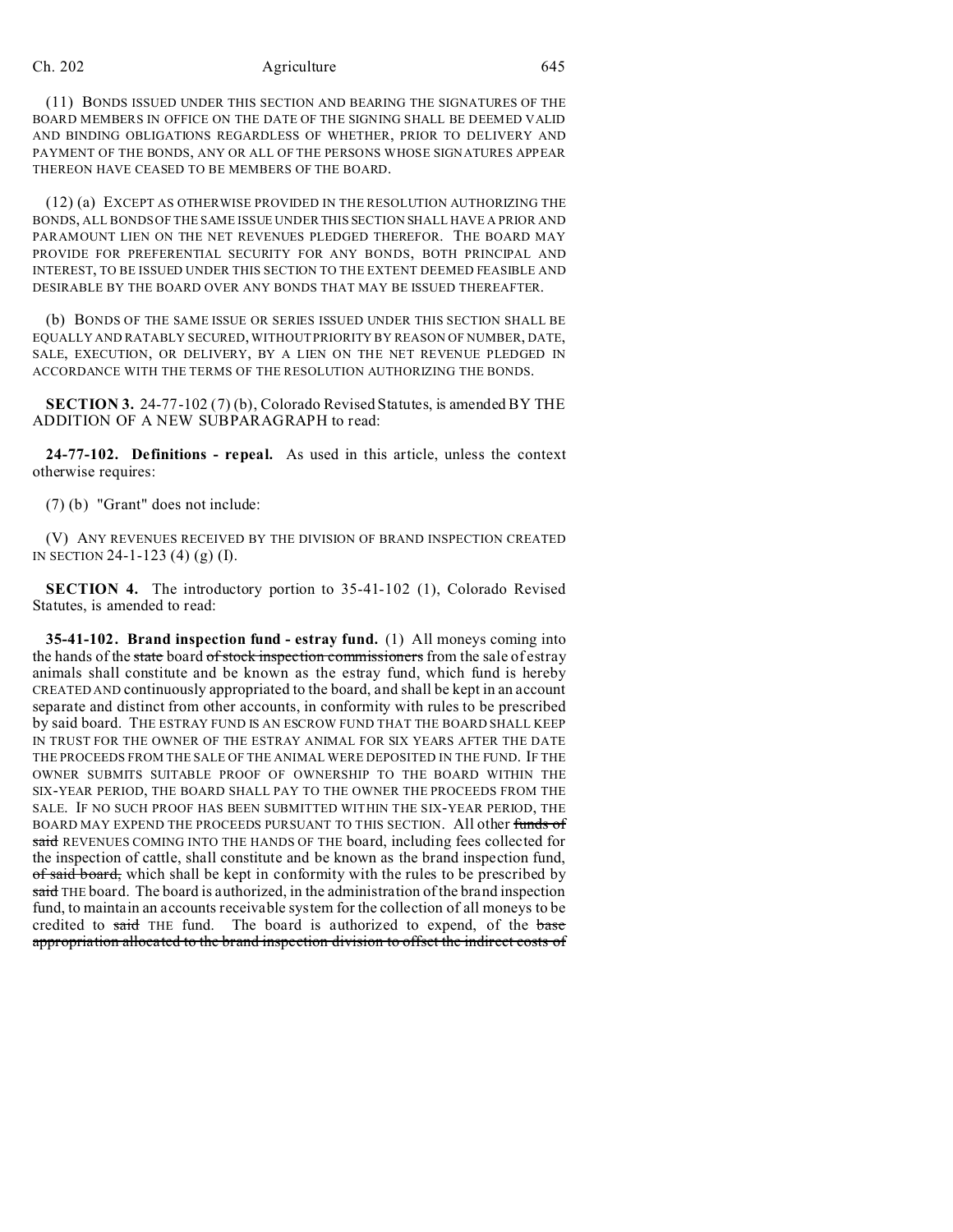(11) BONDS ISSUED UNDER THIS SECTION AND BEARING THE SIGNATURES OF THE BOARD MEMBERS IN OFFICE ON THE DATE OF THE SIGNING SHALL BE DEEMED VALID AND BINDING OBLIGATIONS REGARDLESS OF WHETHER, PRIOR TO DELIVERY AND PAYMENT OF THE BONDS, ANY OR ALL OF THE PERSONS WHOSE SIGNATURES APPEAR THEREON HAVE CEASED TO BE MEMBERS OF THE BOARD.

(12) (a) EXCEPT AS OTHERWISE PROVIDED IN THE RESOLUTION AUTHORIZING THE BONDS, ALL BONDS OF THE SAME ISSUE UNDER THIS SECTION SHALL HAVE A PRIOR AND PARAMOUNT LIEN ON THE NET REVENUES PLEDGED THEREFOR. THE BOARD MAY PROVIDE FOR PREFERENTIAL SECURITY FOR ANY BONDS, BOTH PRINCIPAL AND INTEREST, TO BE ISSUED UNDER THIS SECTION TO THE EXTENT DEEMED FEASIBLE AND DESIRABLE BY THE BOARD OVER ANY BONDS THAT MAY BE ISSUED THEREAFTER.

(b) BONDS OF THE SAME ISSUE OR SERIES ISSUED UNDER THIS SECTION SHALL BE EQUALLY AND RATABLY SECURED, WITHOUT PRIORITY BY REASON OF NUMBER, DATE, SALE, EXECUTION, OR DELIVERY, BY A LIEN ON THE NET REVENUE PLEDGED IN ACCORDANCE WITH THE TERMS OF THE RESOLUTION AUTHORIZING THE BONDS.

**SECTION 3.** 24-77-102 (7) (b), Colorado Revised Statutes, is amended BY THE ADDITION OF A NEW SUBPARAGRAPH to read:

**24-77-102. Definitions - repeal.** As used in this article, unless the context otherwise requires:

(7) (b) "Grant" does not include:

(V) ANY REVENUES RECEIVED BY THE DIVISION OF BRAND INSPECTION CREATED IN SECTION 24-1-123 (4) (g) (I).

**SECTION 4.** The introductory portion to 35-41-102 (1), Colorado Revised Statutes, is amended to read:

**35-41-102. Brand inspection fund - estray fund.** (1) All moneys coming into the hands of the ~~state~~ board ~~of stock inspection commissioners~~ from the sale of estray animals shall constitute and be known as the estray fund, which fund is hereby CREATED AND continuously appropriated to the board, and shall be kept in an account separate and distinct from other accounts, in conformity with rules to be prescribed by said board. THE ESTRAY FUND IS AN ESCROW FUND THAT THE BOARD SHALL KEEP IN TRUST FOR THE OWNER OF THE ESTRAY ANIMAL FOR SIX YEARS AFTER THE DATE THE PROCEEDS FROM THE SALE OF THE ANIMAL WERE DEPOSITED IN THE FUND. IF THE OWNER SUBMITS SUITABLE PROOF OF OWNERSHIP TO THE BOARD WITHIN THE SIX-YEAR PERIOD, THE BOARD SHALL PAY TO THE OWNER THE PROCEEDS FROM THE SALE. IF NO SUCH PROOF HAS BEEN SUBMITTED WITHIN THE SIX-YEAR PERIOD, THE BOARD MAY EXPEND THE PROCEEDS PURSUANT TO THIS SECTION. All other ~~funds of said~~ REVENUES COMING INTO THE HANDS OF THE board, including fees collected for the inspection of cattle, shall constitute and be known as the brand inspection fund, ~~of said board,~~ which shall be kept in conformity with the rules to be prescribed by ~~said~~ THE board. The board is authorized, in the administration of the brand inspection fund, to maintain an accounts receivable system for the collection of all moneys to be credited to ~~said~~ THE fund. The board is authorized to expend, of the ~~base appropriation allocated to the brand inspection division to offset the indirect costs of~~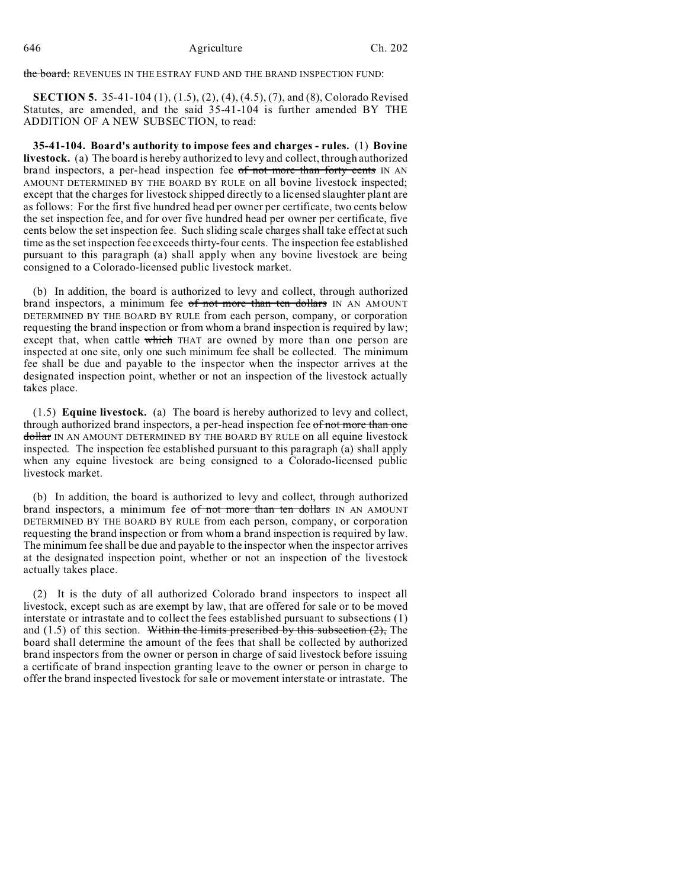~~the board:~~ REVENUES IN THE ESTRAY FUND AND THE BRAND INSPECTION FUND:

**SECTION 5.** 35-41-104 (1), (1.5), (2), (4), (4.5), (7), and (8), Colorado Revised Statutes, are amended, and the said 35-41-104 is further amended BY THE ADDITION OF A NEW SUBSECTION, to read:

**35-41-104. Board's authority to impose fees and charges - rules.** (1) **Bovine livestock.** (a) The board is hereby authorized to levy and collect, through authorized brand inspectors, a per-head inspection fee ~~of not more than forty cents~~ IN AN AMOUNT DETERMINED BY THE BOARD BY RULE on all bovine livestock inspected; except that the charges for livestock shipped directly to a licensed slaughter plant are as follows: For the first five hundred head per owner per certificate, two cents below the set inspection fee, and for over five hundred head per owner per certificate, five cents below the set inspection fee. Such sliding scale charges shall take effect at such time as the set inspection fee exceeds thirty-four cents. The inspection fee established pursuant to this paragraph (a) shall apply when any bovine livestock are being consigned to a Colorado-licensed public livestock market.

(b) In addition, the board is authorized to levy and collect, through authorized brand inspectors, a minimum fee ~~of not more than ten dollars~~ IN AN AMOUNT DETERMINED BY THE BOARD BY RULE from each person, company, or corporation requesting the brand inspection or from whom a brand inspection is required by law; except that, when cattle ~~which~~ THAT are owned by more than one person are inspected at one site, only one such minimum fee shall be collected. The minimum fee shall be due and payable to the inspector when the inspector arrives at the designated inspection point, whether or not an inspection of the livestock actually takes place.

(1.5) **Equine livestock.** (a) The board is hereby authorized to levy and collect, through authorized brand inspectors, a per-head inspection fee ~~of not more than one dollar~~ IN AN AMOUNT DETERMINED BY THE BOARD BY RULE on all equine livestock inspected. The inspection fee established pursuant to this paragraph (a) shall apply when any equine livestock are being consigned to a Colorado-licensed public livestock market.

(b) In addition, the board is authorized to levy and collect, through authorized brand inspectors, a minimum fee ~~of not more than ten dollars~~ IN AN AMOUNT DETERMINED BY THE BOARD BY RULE from each person, company, or corporation requesting the brand inspection or from whom a brand inspection is required by law. The minimum fee shall be due and payable to the inspector when the inspector arrives at the designated inspection point, whether or not an inspection of the livestock actually takes place.

(2) It is the duty of all authorized Colorado brand inspectors to inspect all livestock, except such as are exempt by law, that are offered for sale or to be moved interstate or intrastate and to collect the fees established pursuant to subsections (1) and (1.5) of this section. ~~Within the limits prescribed by this subsection (2),~~ The board shall determine the amount of the fees that shall be collected by authorized brand inspectors from the owner or person in charge of said livestock before issuing a certificate of brand inspection granting leave to the owner or person in charge to offer the brand inspected livestock for sale or movement interstate or intrastate. The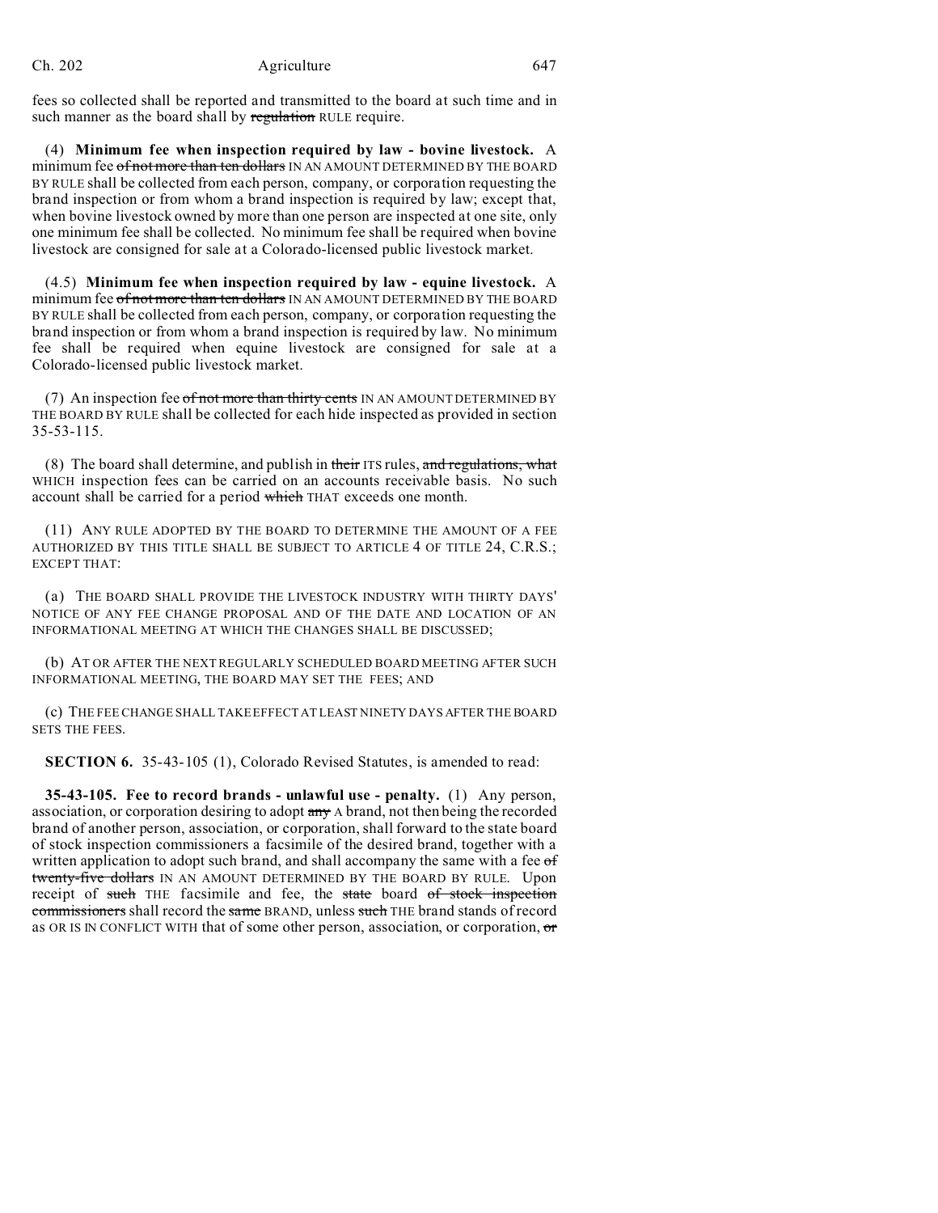fees so collected shall be reported and transmitted to the board at such time and in such manner as the board shall by ~~regulation~~ RULE require.

(4) **Minimum fee when inspection required by law - bovine livestock.** A minimum fee ~~of not more than ten dollars~~ IN AN AMOUNT DETERMINED BY THE BOARD BY RULE shall be collected from each person, company, or corporation requesting the brand inspection or from whom a brand inspection is required by law; except that, when bovine livestock owned by more than one person are inspected at one site, only one minimum fee shall be collected. No minimum fee shall be required when bovine livestock are consigned for sale at a Colorado-licensed public livestock market.

(4.5) **Minimum fee when inspection required by law - equine livestock.** A minimum fee ~~of not more than ten dollars~~ IN AN AMOUNT DETERMINED BY THE BOARD BY RULE shall be collected from each person, company, or corporation requesting the brand inspection or from whom a brand inspection is required by law. No minimum fee shall be required when equine livestock are consigned for sale at a Colorado-licensed public livestock market.

(7) An inspection fee ~~of not more than thirty cents~~ IN AN AMOUNT DETERMINED BY THE BOARD BY RULE shall be collected for each hide inspected as provided in section 35-53-115.

(8) The board shall determine, and publish in ~~their~~ ITS rules, ~~and regulations, what~~ WHICH inspection fees can be carried on an accounts receivable basis. No such account shall be carried for a period ~~which~~ THAT exceeds one month.

(11) ANY RULE ADOPTED BY THE BOARD TO DETERMINE THE AMOUNT OF A FEE AUTHORIZED BY THIS TITLE SHALL BE SUBJECT TO ARTICLE 4 OF TITLE 24, C.R.S.; EXCEPT THAT:

(a) THE BOARD SHALL PROVIDE THE LIVESTOCK INDUSTRY WITH THIRTY DAYS' NOTICE OF ANY FEE CHANGE PROPOSAL AND OF THE DATE AND LOCATION OF AN INFORMATIONAL MEETING AT WHICH THE CHANGES SHALL BE DISCUSSED;

(b) AT OR AFTER THE NEXT REGULARLY SCHEDULED BOARD MEETING AFTER SUCH INFORMATIONAL MEETING, THE BOARD MAY SET THE FEES; AND

(c) THE FEE CHANGE SHALL TAKE EFFECT AT LEAST NINETY DAYS AFTER THE BOARD SETS THE FEES.

**SECTION 6.** 35-43-105 (1), Colorado Revised Statutes, is amended to read:

**35-43-105. Fee to record brands - unlawful use - penalty.** (1) Any person, association, or corporation desiring to adopt ~~any~~ A brand, not then being the recorded brand of another person, association, or corporation, shall forward to the state board of stock inspection commissioners a facsimile of the desired brand, together with a written application to adopt such brand, and shall accompany the same with a fee ~~of twenty-five dollars~~ IN AN AMOUNT DETERMINED BY THE BOARD BY RULE. Upon receipt of ~~such~~ THE facsimile and fee, the ~~state~~ board ~~of stock inspection commissioners~~ shall record the ~~same~~ BRAND, unless ~~such~~ THE brand stands of record as OR IS IN CONFLICT WITH that of some other person, association, or corporation, ~~or~~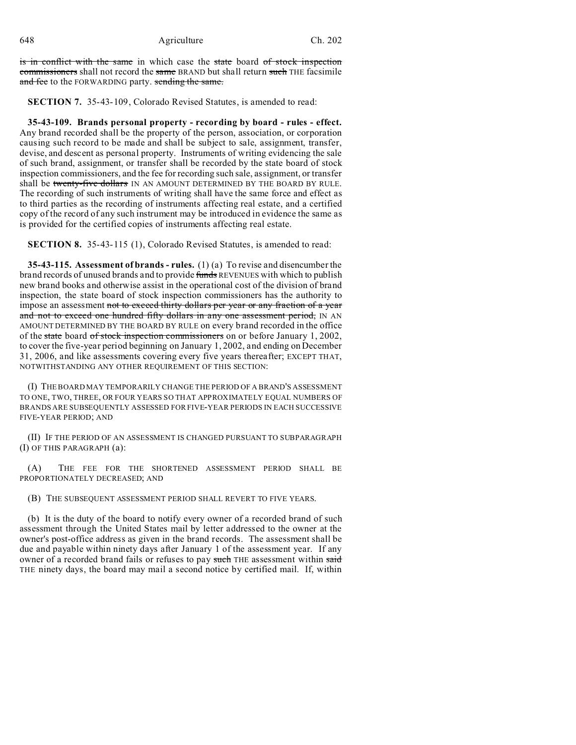is in conflict with the same in which case the state board of stock inspection commissioners shall not record the same BRAND but shall return such THE facsimile and fee to the FORWARDING party. sending the same.

**SECTION 7.** 35-43-109, Colorado Revised Statutes, is amended to read:

**35-43-109. Brands personal property - recording by board - rules - effect.** Any brand recorded shall be the property of the person, association, or corporation causing such record to be made and shall be subject to sale, assignment, transfer, devise, and descent as personal property. Instruments of writing evidencing the sale of such brand, assignment, or transfer shall be recorded by the state board of stock inspection commissioners, and the fee for recording such sale, assignment, or transfer shall be twenty-five dollars IN AN AMOUNT DETERMINED BY THE BOARD BY RULE. The recording of such instruments of writing shall have the same force and effect as to third parties as the recording of instruments affecting real estate, and a certified copy of the record of any such instrument may be introduced in evidence the same as is provided for the certified copies of instruments affecting real estate.

**SECTION 8.** 35-43-115 (1), Colorado Revised Statutes, is amended to read:

**35-43-115. Assessment of brands - rules.** (1) (a) To revise and disencumber the brand records of unused brands and to provide funds REVENUES with which to publish new brand books and otherwise assist in the operational cost of the division of brand inspection, the state board of stock inspection commissioners has the authority to impose an assessment not to exceed thirty dollars per year or any fraction of a year and not to exceed one hundred fifty dollars in any one assessment period, IN AN AMOUNT DETERMINED BY THE BOARD BY RULE on every brand recorded in the office of the state board of stock inspection commissioners on or before January 1, 2002, to cover the five-year period beginning on January 1, 2002, and ending on December 31, 2006, and like assessments covering every five years thereafter; EXCEPT THAT, NOTWITHSTANDING ANY OTHER REQUIREMENT OF THIS SECTION:

(I) THE BOARD MAY TEMPORARILY CHANGE THE PERIOD OF A BRAND'S ASSESSMENT TO ONE, TWO, THREE, OR FOUR YEARS SO THAT APPROXIMATELY EQUAL NUMBERS OF BRANDS ARE SUBSEQUENTLY ASSESSED FOR FIVE-YEAR PERIODS IN EACH SUCCESSIVE FIVE-YEAR PERIOD; AND

(II) IF THE PERIOD OF AN ASSESSMENT IS CHANGED PURSUANT TO SUBPARAGRAPH (I) OF THIS PARAGRAPH (a):

(A) THE FEE FOR THE SHORTENED ASSESSMENT PERIOD SHALL BE PROPORTIONATELY DECREASED; AND

(B) THE SUBSEQUENT ASSESSMENT PERIOD SHALL REVERT TO FIVE YEARS.

(b) It is the duty of the board to notify every owner of a recorded brand of such assessment through the United States mail by letter addressed to the owner at the owner's post-office address as given in the brand records. The assessment shall be due and payable within ninety days after January 1 of the assessment year. If any owner of a recorded brand fails or refuses to pay such THE assessment within said THE ninety days, the board may mail a second notice by certified mail. If, within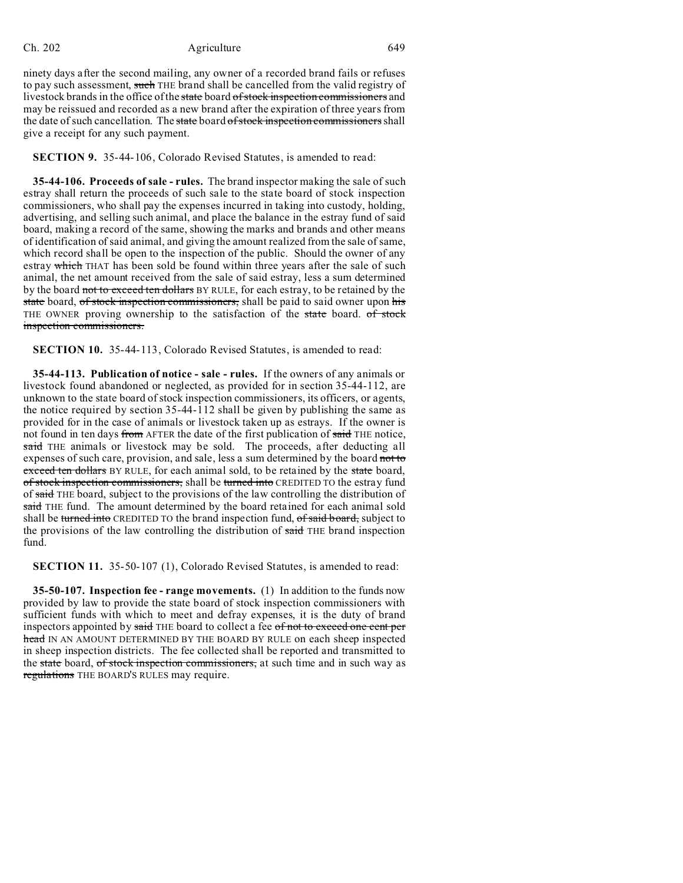ninety days after the second mailing, any owner of a recorded brand fails or refuses to pay such assessment, ~~such~~ THE brand shall be cancelled from the valid registry of livestock brands in the office of the ~~state~~ board ~~of stock inspection commissioners~~ and may be reissued and recorded as a new brand after the expiration of three years from the date of such cancellation. The ~~state~~ board ~~of stock inspection commissioners~~ shall give a receipt for any such payment.

**SECTION 9.** 35-44-106, Colorado Revised Statutes, is amended to read:

**35-44-106. Proceeds of sale - rules.** The brand inspector making the sale of such estray shall return the proceeds of such sale to the state board of stock inspection commissioners, who shall pay the expenses incurred in taking into custody, holding, advertising, and selling such animal, and place the balance in the estray fund of said board, making a record of the same, showing the marks and brands and other means of identification of said animal, and giving the amount realized from the sale of same, which record shall be open to the inspection of the public. Should the owner of any estray ~~which~~ THAT has been sold be found within three years after the sale of such animal, the net amount received from the sale of said estray, less a sum determined by the board ~~not to exceed ten dollars~~ BY RULE, for each estray, to be retained by the ~~state~~ board, ~~of stock inspection commissioners,~~ shall be paid to said owner upon ~~his~~ THE OWNER proving ownership to the satisfaction of the ~~state~~ board. ~~of stock inspection commissioners.~~

**SECTION 10.** 35-44-113, Colorado Revised Statutes, is amended to read:

**35-44-113. Publication of notice - sale - rules.** If the owners of any animals or livestock found abandoned or neglected, as provided for in section 35-44-112, are unknown to the state board of stock inspection commissioners, its officers, or agents, the notice required by section 35-44-112 shall be given by publishing the same as provided for in the case of animals or livestock taken up as estrays. If the owner is not found in ten days ~~from~~ AFTER the date of the first publication of ~~said~~ THE notice, ~~said~~ THE animals or livestock may be sold. The proceeds, after deducting all expenses of such care, provision, and sale, less a sum determined by the board ~~not to exceed ten dollars~~ BY RULE, for each animal sold, to be retained by the ~~state~~ board, ~~of stock inspection commissioners,~~ shall be ~~turned into~~ CREDITED TO the estray fund of ~~said~~ THE board, subject to the provisions of the law controlling the distribution of ~~said~~ THE fund. The amount determined by the board retained for each animal sold shall be ~~turned into~~ CREDITED TO the brand inspection fund, ~~of said board,~~ subject to the provisions of the law controlling the distribution of ~~said~~ THE brand inspection fund.

**SECTION 11.** 35-50-107 (1), Colorado Revised Statutes, is amended to read:

**35-50-107. Inspection fee - range movements.** (1) In addition to the funds now provided by law to provide the state board of stock inspection commissioners with sufficient funds with which to meet and defray expenses, it is the duty of brand inspectors appointed by ~~said~~ THE board to collect a fee ~~of not to exceed one cent per head~~ IN AN AMOUNT DETERMINED BY THE BOARD BY RULE on each sheep inspected in sheep inspection districts. The fee collected shall be reported and transmitted to the ~~state~~ board, ~~of stock inspection commissioners,~~ at such time and in such way as ~~regulations~~ THE BOARD'S RULES may require.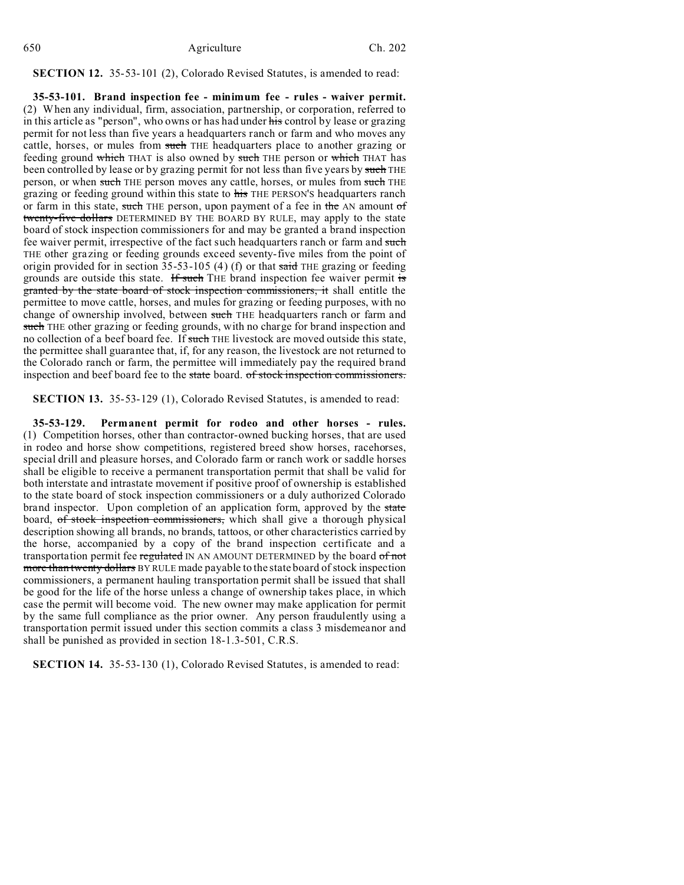**SECTION 12.** 35-53-101 (2), Colorado Revised Statutes, is amended to read:

**35-53-101. Brand inspection fee - minimum fee - rules - waiver permit.** (2) When any individual, firm, association, partnership, or corporation, referred to in this article as "person", who owns or has had under ~~his~~ control by lease or grazing permit for not less than five years a headquarters ranch or farm and who moves any cattle, horses, or mules from ~~such~~ THE headquarters place to another grazing or feeding ground ~~which~~ THAT is also owned by ~~such~~ THE person or ~~which~~ THAT has been controlled by lease or by grazing permit for not less than five years by ~~such~~ THE person, or when ~~such~~ THE person moves any cattle, horses, or mules from ~~such~~ THE grazing or feeding ground within this state to ~~his~~ THE PERSON'S headquarters ranch or farm in this state, ~~such~~ THE person, upon payment of a fee in ~~the~~ AN amount ~~of twenty-five dollars~~ DETERMINED BY THE BOARD BY RULE, may apply to the state board of stock inspection commissioners for and may be granted a brand inspection fee waiver permit, irrespective of the fact such headquarters ranch or farm and ~~such~~ THE other grazing or feeding grounds exceed seventy-five miles from the point of origin provided for in section 35-53-105 (4) (f) or that ~~said~~ THE grazing or feeding grounds are outside this state. ~~If such~~ THE brand inspection fee waiver permit ~~is granted by the state board of stock inspection commissioners, it~~ shall entitle the permittee to move cattle, horses, and mules for grazing or feeding purposes, with no change of ownership involved, between ~~such~~ THE headquarters ranch or farm and ~~such~~ THE other grazing or feeding grounds, with no charge for brand inspection and no collection of a beef board fee. If ~~such~~ THE livestock are moved outside this state, the permittee shall guarantee that, if, for any reason, the livestock are not returned to the Colorado ranch or farm, the permittee will immediately pay the required brand inspection and beef board fee to the ~~state~~ board. ~~of stock inspection commissioners.~~

**SECTION 13.** 35-53-129 (1), Colorado Revised Statutes, is amended to read:

**35-53-129. Permanent permit for rodeo and other horses - rules.** (1) Competition horses, other than contractor-owned bucking horses, that are used in rodeo and horse show competitions, registered breed show horses, racehorses, special drill and pleasure horses, and Colorado farm or ranch work or saddle horses shall be eligible to receive a permanent transportation permit that shall be valid for both interstate and intrastate movement if positive proof of ownership is established to the state board of stock inspection commissioners or a duly authorized Colorado brand inspector. Upon completion of an application form, approved by the ~~state~~ board, ~~of stock inspection commissioners,~~ which shall give a thorough physical description showing all brands, no brands, tattoos, or other characteristics carried by the horse, accompanied by a copy of the brand inspection certificate and a transportation permit fee ~~regulated~~ IN AN AMOUNT DETERMINED by the board ~~of not more than twenty dollars~~ BY RULE made payable to the state board of stock inspection commissioners, a permanent hauling transportation permit shall be issued that shall be good for the life of the horse unless a change of ownership takes place, in which case the permit will become void. The new owner may make application for permit by the same full compliance as the prior owner. Any person fraudulently using a transportation permit issued under this section commits a class 3 misdemeanor and shall be punished as provided in section 18-1.3-501, C.R.S.

**SECTION 14.** 35-53-130 (1), Colorado Revised Statutes, is amended to read: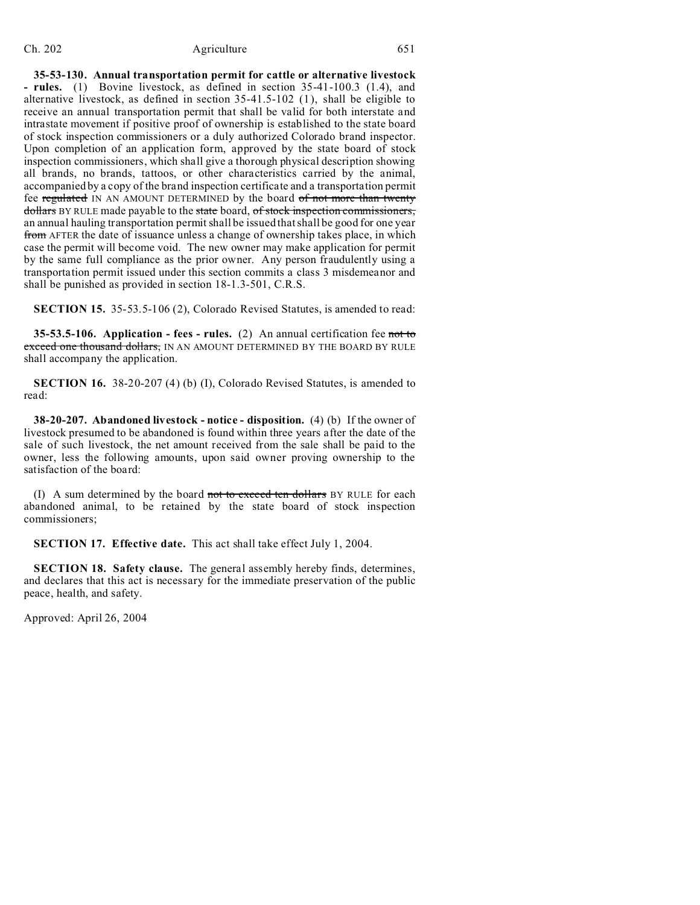**35-53-130. Annual transportation permit for cattle or alternative livestock - rules.** (1) Bovine livestock, as defined in section 35-41-100.3 (1.4), and alternative livestock, as defined in section 35-41.5-102 (1), shall be eligible to receive an annual transportation permit that shall be valid for both interstate and intrastate movement if positive proof of ownership is established to the state board of stock inspection commissioners or a duly authorized Colorado brand inspector. Upon completion of an application form, approved by the state board of stock inspection commissioners, which shall give a thorough physical description showing all brands, no brands, tattoos, or other characteristics carried by the animal, accompanied by a copy of the brand inspection certificate and a transportation permit fee ~~regulated~~ IN AN AMOUNT DETERMINED by the board ~~of not more than twenty dollars~~ BY RULE made payable to the ~~state~~ board, ~~of stock inspection commissioners,~~ an annual hauling transportation permit shall be issued that shall be good for one year ~~from~~ AFTER the date of issuance unless a change of ownership takes place, in which case the permit will become void. The new owner may make application for permit by the same full compliance as the prior owner. Any person fraudulently using a transportation permit issued under this section commits a class 3 misdemeanor and shall be punished as provided in section 18-1.3-501, C.R.S.

**SECTION 15.** 35-53.5-106 (2), Colorado Revised Statutes, is amended to read:

**35-53.5-106. Application - fees - rules.** (2) An annual certification fee ~~not to exceed one thousand dollars,~~ IN AN AMOUNT DETERMINED BY THE BOARD BY RULE shall accompany the application.

**SECTION 16.** 38-20-207 (4) (b) (I), Colorado Revised Statutes, is amended to read:

**38-20-207. Abandoned livestock - notice - disposition.** (4) (b) If the owner of livestock presumed to be abandoned is found within three years after the date of the sale of such livestock, the net amount received from the sale shall be paid to the owner, less the following amounts, upon said owner proving ownership to the satisfaction of the board:

(I) A sum determined by the board ~~not to exceed ten dollars~~ BY RULE for each abandoned animal, to be retained by the state board of stock inspection commissioners;

**SECTION 17. Effective date.** This act shall take effect July 1, 2004.

**SECTION 18. Safety clause.** The general assembly hereby finds, determines, and declares that this act is necessary for the immediate preservation of the public peace, health, and safety.

Approved: April 26, 2004